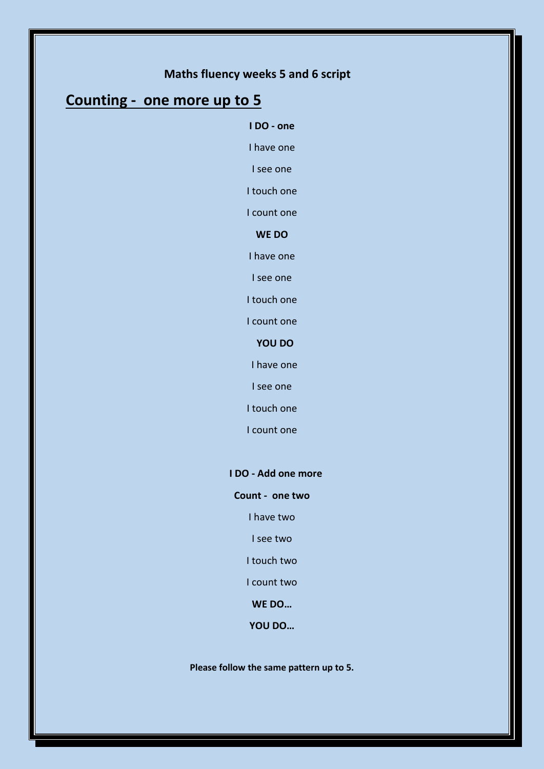**Maths fluency weeks 5 and 6 script**

## Counting - one more up to 5

**I DO - one**

I have one

I see one

I touch one

I count one

**WE DO**

I have one

I see one

I touch one

I count one

**YOU DO**

I have one

I see one

I touch one

I count one

**I DO - Add one more**

**Count - one two**

I have two

I see two

I touch two

I count two

**WE DO…**

**YOU DO…**

**Please follow the same pattern up to 5.**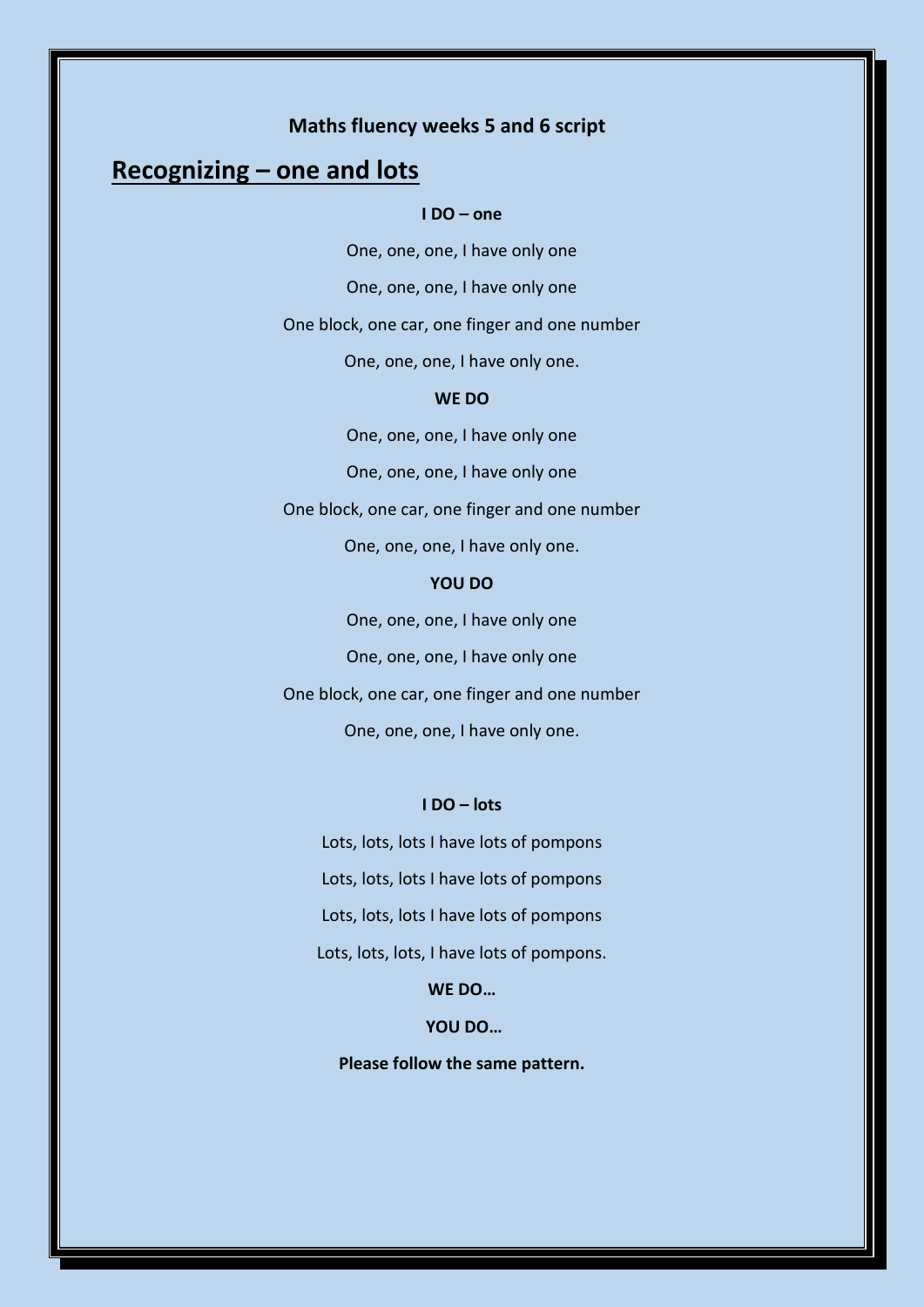**Maths fluency weeks 5 and 6 script**

## Recognizing – one and lots

**I DO – one**

One, one, one, I have only one

One, one, one, I have only one

One block, one car, one finger and one number

One, one, one, I have only one.

**WE DO**

One, one, one, I have only one

One, one, one, I have only one

One block, one car, one finger and one number

One, one, one, I have only one.

**YOU DO**

One, one, one, I have only one

One, one, one, I have only one

One block, one car, one finger and one number

One, one, one, I have only one.

**I DO – lots**

Lots, lots, lots I have lots of pompons

Lots, lots, lots I have lots of pompons

Lots, lots, lots I have lots of pompons

Lots, lots, lots, I have lots of pompons.

**WE DO…**

**YOU DO…**

**Please follow the same pattern.**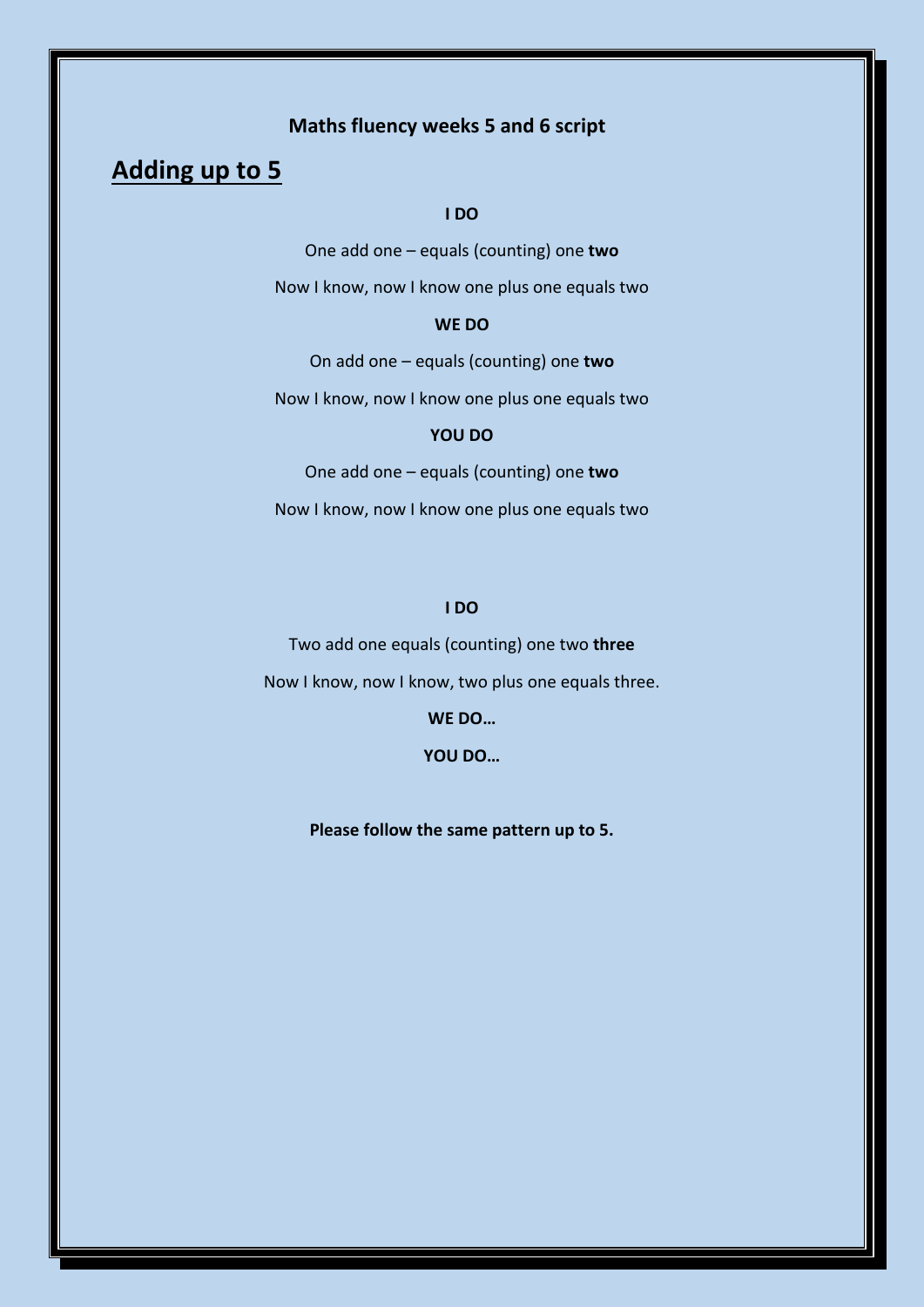**Maths fluency weeks 5 and 6 script**

## Adding up to 5

**I DO**

One add one – equals (counting) one **two**

Now I know, now I know one plus one equals two

**WE DO**

On add one – equals (counting) one **two**

Now I know, now I know one plus one equals two

**YOU DO**

One add one – equals (counting) one **two**

Now I know, now I know one plus one equals two

**I DO**

Two add one equals (counting) one two **three**

Now I know, now I know, two plus one equals three.

**WE DO…**

**YOU DO…**

**Please follow the same pattern up to 5.**